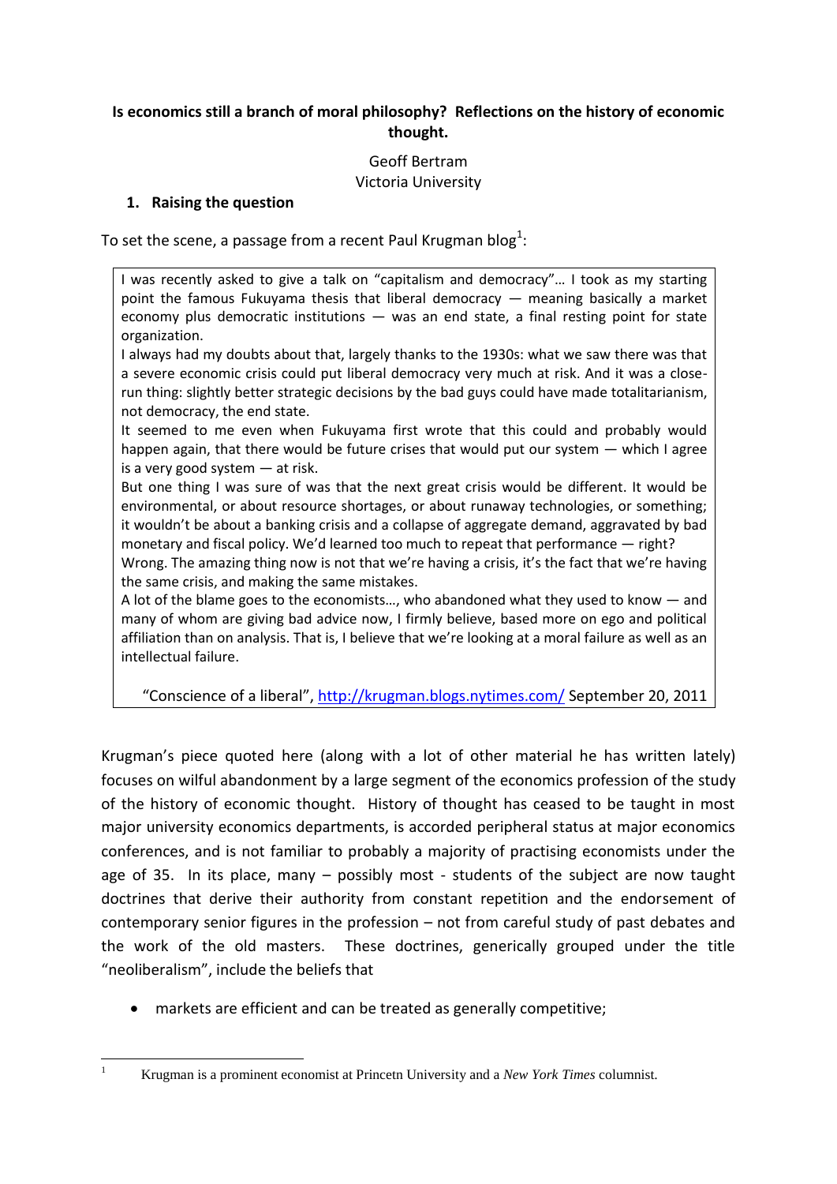**Is economics still a branch of moral philosophy? Reflections on the history of economic thought.**

Geoff Bertram
Victoria University

## 1. Raising the question

To set the scene, a passage from a recent Paul Krugman blog[1]:

> I was recently asked to give a talk on "capitalism and democracy"… I took as my starting point the famous Fukuyama thesis that liberal democracy — meaning basically a market economy plus democratic institutions — was an end state, a final resting point for state organization.
>
> I always had my doubts about that, largely thanks to the 1930s: what we saw there was that a severe economic crisis could put liberal democracy very much at risk. And it was a close-run thing: slightly better strategic decisions by the bad guys could have made totalitarianism, not democracy, the end state.
>
> It seemed to me even when Fukuyama first wrote that this could and probably would happen again, that there would be future crises that would put our system — which I agree is a very good system — at risk.
>
> But one thing I was sure of was that the next great crisis would be different. It would be environmental, or about resource shortages, or about runaway technologies, or something; it wouldn't be about a banking crisis and a collapse of aggregate demand, aggravated by bad monetary and fiscal policy. We'd learned too much to repeat that performance — right?
>
> Wrong. The amazing thing now is not that we're having a crisis, it's the fact that we're having the same crisis, and making the same mistakes.
>
> A lot of the blame goes to the economists…, who abandoned what they used to know — and many of whom are giving bad advice now, I firmly believe, based more on ego and political affiliation than on analysis. That is, I believe that we're looking at a moral failure as well as an intellectual failure.
>
> "Conscience of a liberal", http://krugman.blogs.nytimes.com/ September 20, 2011

Krugman's piece quoted here (along with a lot of other material he has written lately) focuses on wilful abandonment by a large segment of the economics profession of the study of the history of economic thought. History of thought has ceased to be taught in most major university economics departments, is accorded peripheral status at major economics conferences, and is not familiar to probably a majority of practising economists under the age of 35. In its place, many – possibly most - students of the subject are now taught doctrines that derive their authority from constant repetition and the endorsement of contemporary senior figures in the profession – not from careful study of past debates and the work of the old masters. These doctrines, generically grouped under the title "neoliberalism", include the beliefs that

- markets are efficient and can be treated as generally competitive;

[1] Krugman is a prominent economist at Princetn University and a *New York Times* columnist.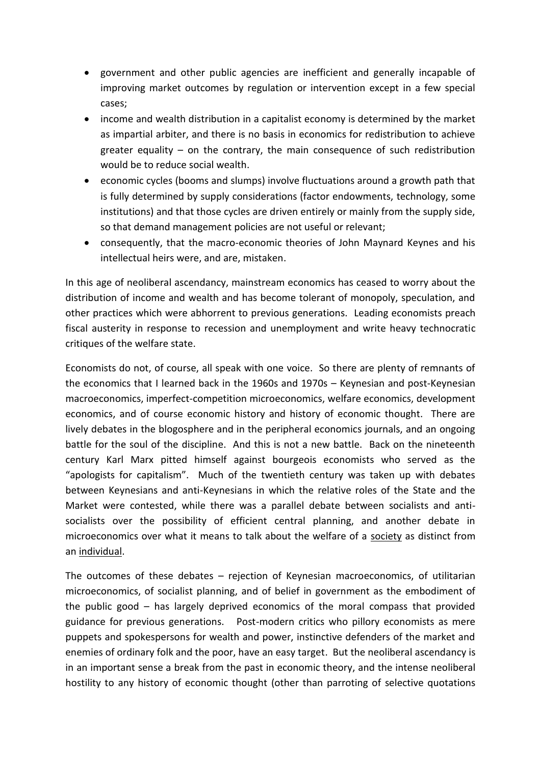- government and other public agencies are inefficient and generally incapable of improving market outcomes by regulation or intervention except in a few special cases;
- income and wealth distribution in a capitalist economy is determined by the market as impartial arbiter, and there is no basis in economics for redistribution to achieve greater equality – on the contrary, the main consequence of such redistribution would be to reduce social wealth.
- economic cycles (booms and slumps) involve fluctuations around a growth path that is fully determined by supply considerations (factor endowments, technology, some institutions) and that those cycles are driven entirely or mainly from the supply side, so that demand management policies are not useful or relevant;
- consequently, that the macro-economic theories of John Maynard Keynes and his intellectual heirs were, and are, mistaken.

In this age of neoliberal ascendancy, mainstream economics has ceased to worry about the distribution of income and wealth and has become tolerant of monopoly, speculation, and other practices which were abhorrent to previous generations. Leading economists preach fiscal austerity in response to recession and unemployment and write heavy technocratic critiques of the welfare state.

Economists do not, of course, all speak with one voice. So there are plenty of remnants of the economics that I learned back in the 1960s and 1970s – Keynesian and post-Keynesian macroeconomics, imperfect-competition microeconomics, welfare economics, development economics, and of course economic history and history of economic thought. There are lively debates in the blogosphere and in the peripheral economics journals, and an ongoing battle for the soul of the discipline. And this is not a new battle. Back on the nineteenth century Karl Marx pitted himself against bourgeois economists who served as the "apologists for capitalism". Much of the twentieth century was taken up with debates between Keynesians and anti-Keynesians in which the relative roles of the State and the Market were contested, while there was a parallel debate between socialists and anti-socialists over the possibility of efficient central planning, and another debate in microeconomics over what it means to talk about the welfare of a <u>society</u> as distinct from an <u>individual</u>.

The outcomes of these debates – rejection of Keynesian macroeconomics, of utilitarian microeconomics, of socialist planning, and of belief in government as the embodiment of the public good – has largely deprived economics of the moral compass that provided guidance for previous generations. Post-modern critics who pillory economists as mere puppets and spokespersons for wealth and power, instinctive defenders of the market and enemies of ordinary folk and the poor, have an easy target. But the neoliberal ascendancy is in an important sense a break from the past in economic theory, and the intense neoliberal hostility to any history of economic thought (other than parroting of selective quotations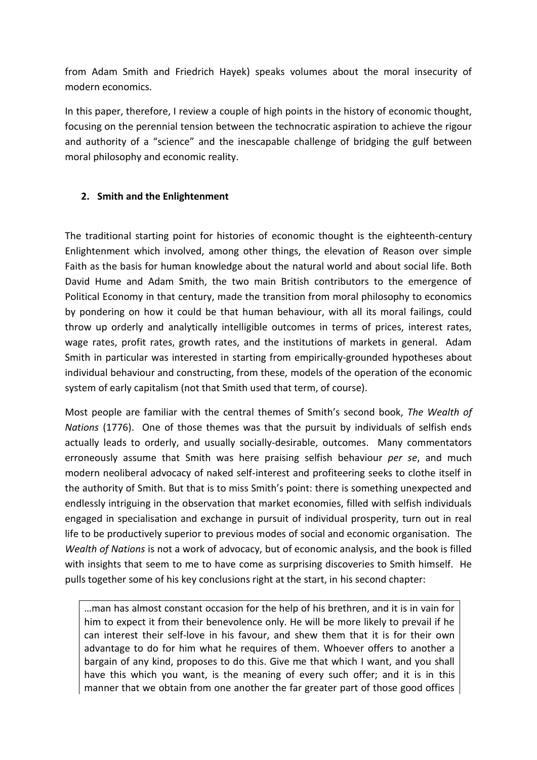from Adam Smith and Friedrich Hayek) speaks volumes about the moral insecurity of modern economics.

In this paper, therefore, I review a couple of high points in the history of economic thought, focusing on the perennial tension between the technocratic aspiration to achieve the rigour and authority of a "science" and the inescapable challenge of bridging the gulf between moral philosophy and economic reality.

## 2. Smith and the Enlightenment

The traditional starting point for histories of economic thought is the eighteenth-century Enlightenment which involved, among other things, the elevation of Reason over simple Faith as the basis for human knowledge about the natural world and about social life. Both David Hume and Adam Smith, the two main British contributors to the emergence of Political Economy in that century, made the transition from moral philosophy to economics by pondering on how it could be that human behaviour, with all its moral failings, could throw up orderly and analytically intelligible outcomes in terms of prices, interest rates, wage rates, profit rates, growth rates, and the institutions of markets in general. Adam Smith in particular was interested in starting from empirically-grounded hypotheses about individual behaviour and constructing, from these, models of the operation of the economic system of early capitalism (not that Smith used that term, of course).

Most people are familiar with the central themes of Smith's second book, *The Wealth of Nations* (1776). One of those themes was that the pursuit by individuals of selfish ends actually leads to orderly, and usually socially-desirable, outcomes. Many commentators erroneously assume that Smith was here praising selfish behaviour *per se*, and much modern neoliberal advocacy of naked self-interest and profiteering seeks to clothe itself in the authority of Smith. But that is to miss Smith's point: there is something unexpected and endlessly intriguing in the observation that market economies, filled with selfish individuals engaged in specialisation and exchange in pursuit of individual prosperity, turn out in real life to be productively superior to previous modes of social and economic organisation. The *Wealth of Nations* is not a work of advocacy, but of economic analysis, and the book is filled with insights that seem to me to have come as surprising discoveries to Smith himself. He pulls together some of his key conclusions right at the start, in his second chapter:

> …man has almost constant occasion for the help of his brethren, and it is in vain for him to expect it from their benevolence only. He will be more likely to prevail if he can interest their self-love in his favour, and shew them that it is for their own advantage to do for him what he requires of them. Whoever offers to another a bargain of any kind, proposes to do this. Give me that which I want, and you shall have this which you want, is the meaning of every such offer; and it is in this manner that we obtain from one another the far greater part of those good offices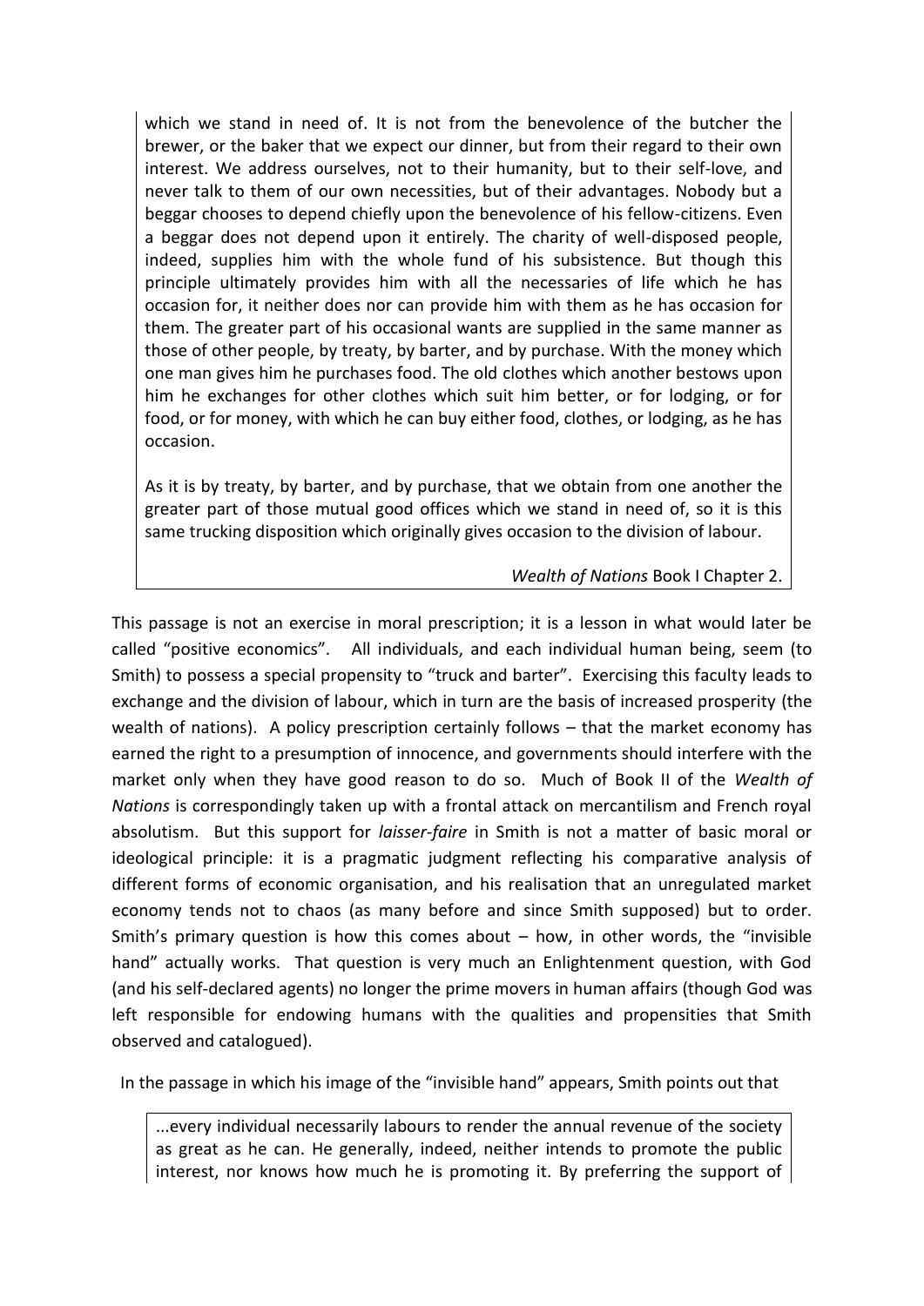> which we stand in need of. It is not from the benevolence of the butcher the brewer, or the baker that we expect our dinner, but from their regard to their own interest. We address ourselves, not to their humanity, but to their self-love, and never talk to them of our own necessities, but of their advantages. Nobody but a beggar chooses to depend chiefly upon the benevolence of his fellow-citizens. Even a beggar does not depend upon it entirely. The charity of well-disposed people, indeed, supplies him with the whole fund of his subsistence. But though this principle ultimately provides him with all the necessaries of life which he has occasion for, it neither does nor can provide him with them as he has occasion for them. The greater part of his occasional wants are supplied in the same manner as those of other people, by treaty, by barter, and by purchase. With the money which one man gives him he purchases food. The old clothes which another bestows upon him he exchanges for other clothes which suit him better, or for lodging, or for food, or for money, with which he can buy either food, clothes, or lodging, as he has occasion.
>
> As it is by treaty, by barter, and by purchase, that we obtain from one another the greater part of those mutual good offices which we stand in need of, so it is this same trucking disposition which originally gives occasion to the division of labour.
>
> *Wealth of Nations* Book I Chapter 2.

This passage is not an exercise in moral prescription; it is a lesson in what would later be called "positive economics". All individuals, and each individual human being, seem (to Smith) to possess a special propensity to "truck and barter". Exercising this faculty leads to exchange and the division of labour, which in turn are the basis of increased prosperity (the wealth of nations). A policy prescription certainly follows – that the market economy has earned the right to a presumption of innocence, and governments should interfere with the market only when they have good reason to do so. Much of Book II of the *Wealth of Nations* is correspondingly taken up with a frontal attack on mercantilism and French royal absolutism. But this support for *laisser-faire* in Smith is not a matter of basic moral or ideological principle: it is a pragmatic judgment reflecting his comparative analysis of different forms of economic organisation, and his realisation that an unregulated market economy tends not to chaos (as many before and since Smith supposed) but to order. Smith's primary question is how this comes about – how, in other words, the "invisible hand" actually works. That question is very much an Enlightenment question, with God (and his self-declared agents) no longer the prime movers in human affairs (though God was left responsible for endowing humans with the qualities and propensities that Smith observed and catalogued).

In the passage in which his image of the "invisible hand" appears, Smith points out that

> ...every individual necessarily labours to render the annual revenue of the society as great as he can. He generally, indeed, neither intends to promote the public interest, nor knows how much he is promoting it. By preferring the support of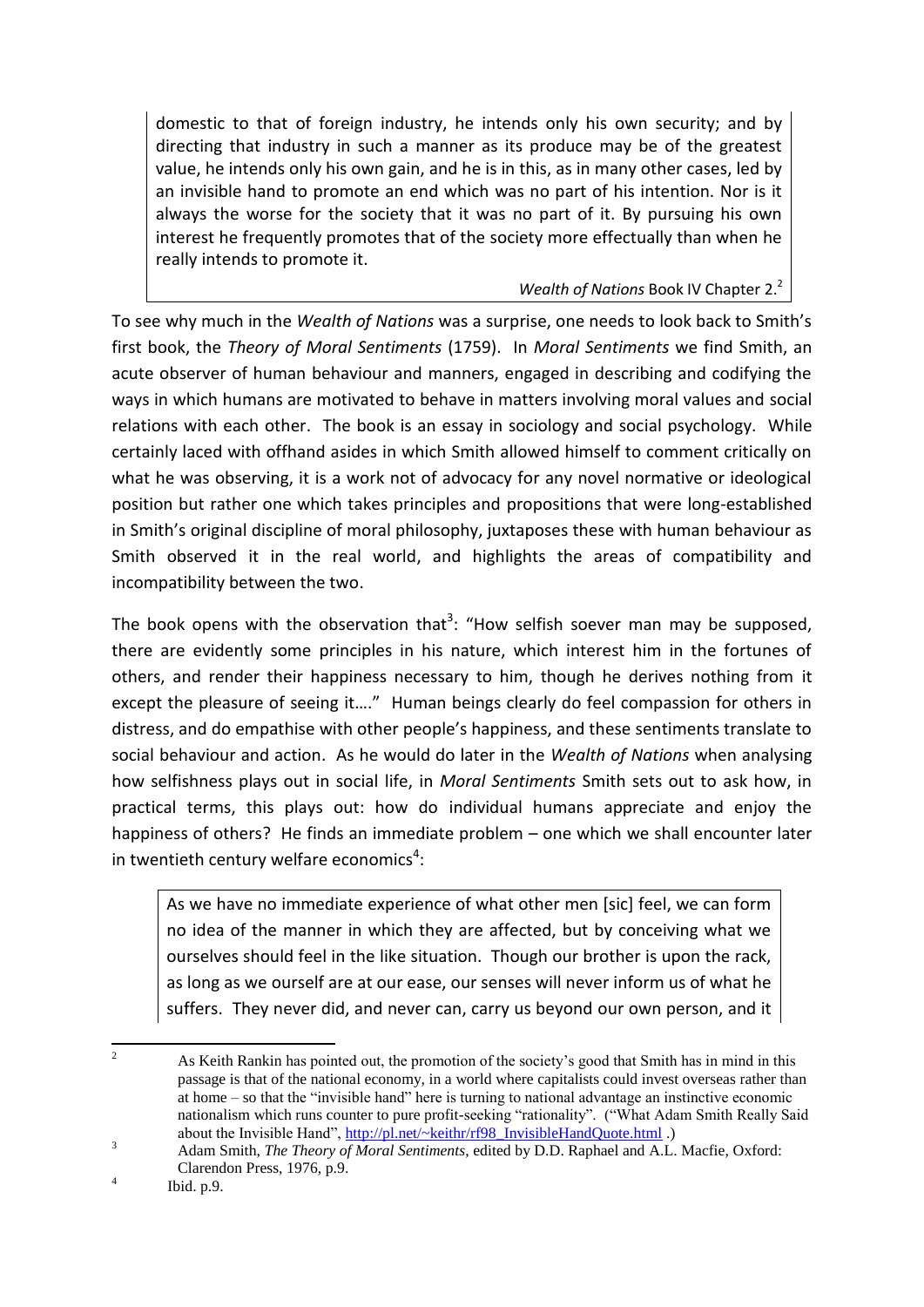> domestic to that of foreign industry, he intends only his own security; and by directing that industry in such a manner as its produce may be of the greatest value, he intends only his own gain, and he is in this, as in many other cases, led by an invisible hand to promote an end which was no part of his intention. Nor is it always the worse for the society that it was no part of it. By pursuing his own interest he frequently promotes that of the society more effectually than when he really intends to promote it.
>
> *Wealth of Nations* Book IV Chapter 2.[2]

To see why much in the *Wealth of Nations* was a surprise, one needs to look back to Smith's first book, the *Theory of Moral Sentiments* (1759). In *Moral Sentiments* we find Smith, an acute observer of human behaviour and manners, engaged in describing and codifying the ways in which humans are motivated to behave in matters involving moral values and social relations with each other. The book is an essay in sociology and social psychology. While certainly laced with offhand asides in which Smith allowed himself to comment critically on what he was observing, it is a work not of advocacy for any novel normative or ideological position but rather one which takes principles and propositions that were long-established in Smith's original discipline of moral philosophy, juxtaposes these with human behaviour as Smith observed it in the real world, and highlights the areas of compatibility and incompatibility between the two.

The book opens with the observation that[3]: "How selfish soever man may be supposed, there are evidently some principles in his nature, which interest him in the fortunes of others, and render their happiness necessary to him, though he derives nothing from it except the pleasure of seeing it…." Human beings clearly do feel compassion for others in distress, and do empathise with other people's happiness, and these sentiments translate to social behaviour and action. As he would do later in the *Wealth of Nations* when analysing how selfishness plays out in social life, in *Moral Sentiments* Smith sets out to ask how, in practical terms, this plays out: how do individual humans appreciate and enjoy the happiness of others? He finds an immediate problem – one which we shall encounter later in twentieth century welfare economics[4]:

> As we have no immediate experience of what other men [sic] feel, we can form no idea of the manner in which they are affected, but by conceiving what we ourselves should feel in the like situation. Though our brother is upon the rack, as long as we ourself are at our ease, our senses will never inform us of what he suffers. They never did, and never can, carry us beyond our own person, and it

---

[2] As Keith Rankin has pointed out, the promotion of the society's good that Smith has in mind in this passage is that of the national economy, in a world where capitalists could invest overseas rather than at home – so that the "invisible hand" here is turning to national advantage an instinctive economic nationalism which runs counter to pure profit-seeking "rationality". ("What Adam Smith Really Said about the Invisible Hand", http://pl.net/~keithr/rf98_InvisibleHandQuote.html .)

[3] Adam Smith, *The Theory of Moral Sentiments*, edited by D.D. Raphael and A.L. Macfie, Oxford: Clarendon Press, 1976, p.9.

[4] Ibid. p.9.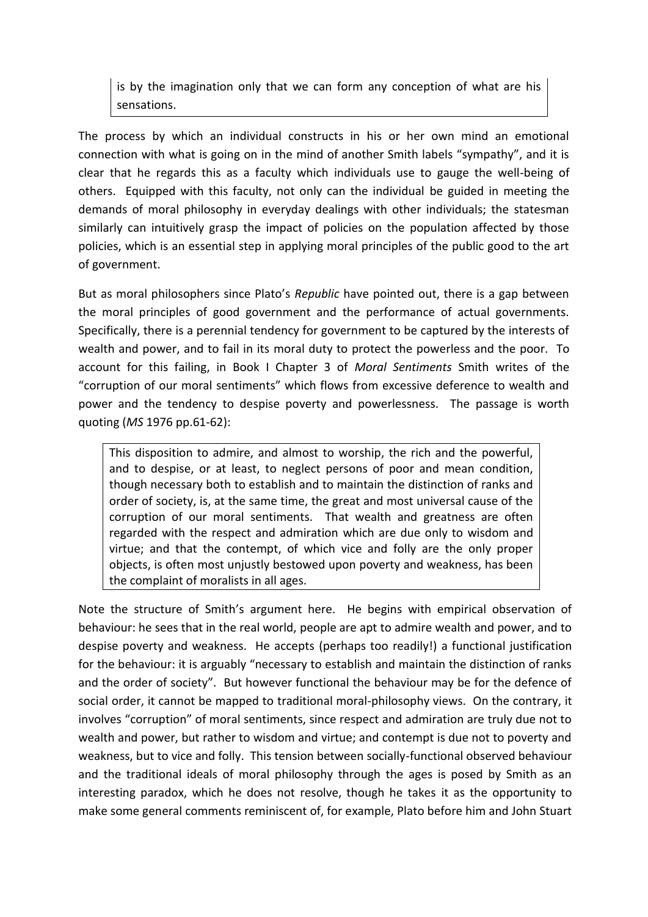> is by the imagination only that we can form any conception of what are his sensations.

The process by which an individual constructs in his or her own mind an emotional connection with what is going on in the mind of another Smith labels "sympathy", and it is clear that he regards this as a faculty which individuals use to gauge the well-being of others. Equipped with this faculty, not only can the individual be guided in meeting the demands of moral philosophy in everyday dealings with other individuals; the statesman similarly can intuitively grasp the impact of policies on the population affected by those policies, which is an essential step in applying moral principles of the public good to the art of government.

But as moral philosophers since Plato's *Republic* have pointed out, there is a gap between the moral principles of good government and the performance of actual governments. Specifically, there is a perennial tendency for government to be captured by the interests of wealth and power, and to fail in its moral duty to protect the powerless and the poor. To account for this failing, in Book I Chapter 3 of *Moral Sentiments* Smith writes of the "corruption of our moral sentiments" which flows from excessive deference to wealth and power and the tendency to despise poverty and powerlessness. The passage is worth quoting (*MS* 1976 pp.61-62):

> This disposition to admire, and almost to worship, the rich and the powerful, and to despise, or at least, to neglect persons of poor and mean condition, though necessary both to establish and to maintain the distinction of ranks and order of society, is, at the same time, the great and most universal cause of the corruption of our moral sentiments. That wealth and greatness are often regarded with the respect and admiration which are due only to wisdom and virtue; and that the contempt, of which vice and folly are the only proper objects, is often most unjustly bestowed upon poverty and weakness, has been the complaint of moralists in all ages.

Note the structure of Smith's argument here. He begins with empirical observation of behaviour: he sees that in the real world, people are apt to admire wealth and power, and to despise poverty and weakness. He accepts (perhaps too readily!) a functional justification for the behaviour: it is arguably "necessary to establish and maintain the distinction of ranks and the order of society". But however functional the behaviour may be for the defence of social order, it cannot be mapped to traditional moral-philosophy views. On the contrary, it involves "corruption" of moral sentiments, since respect and admiration are truly due not to wealth and power, but rather to wisdom and virtue; and contempt is due not to poverty and weakness, but to vice and folly. This tension between socially-functional observed behaviour and the traditional ideals of moral philosophy through the ages is posed by Smith as an interesting paradox, which he does not resolve, though he takes it as the opportunity to make some general comments reminiscent of, for example, Plato before him and John Stuart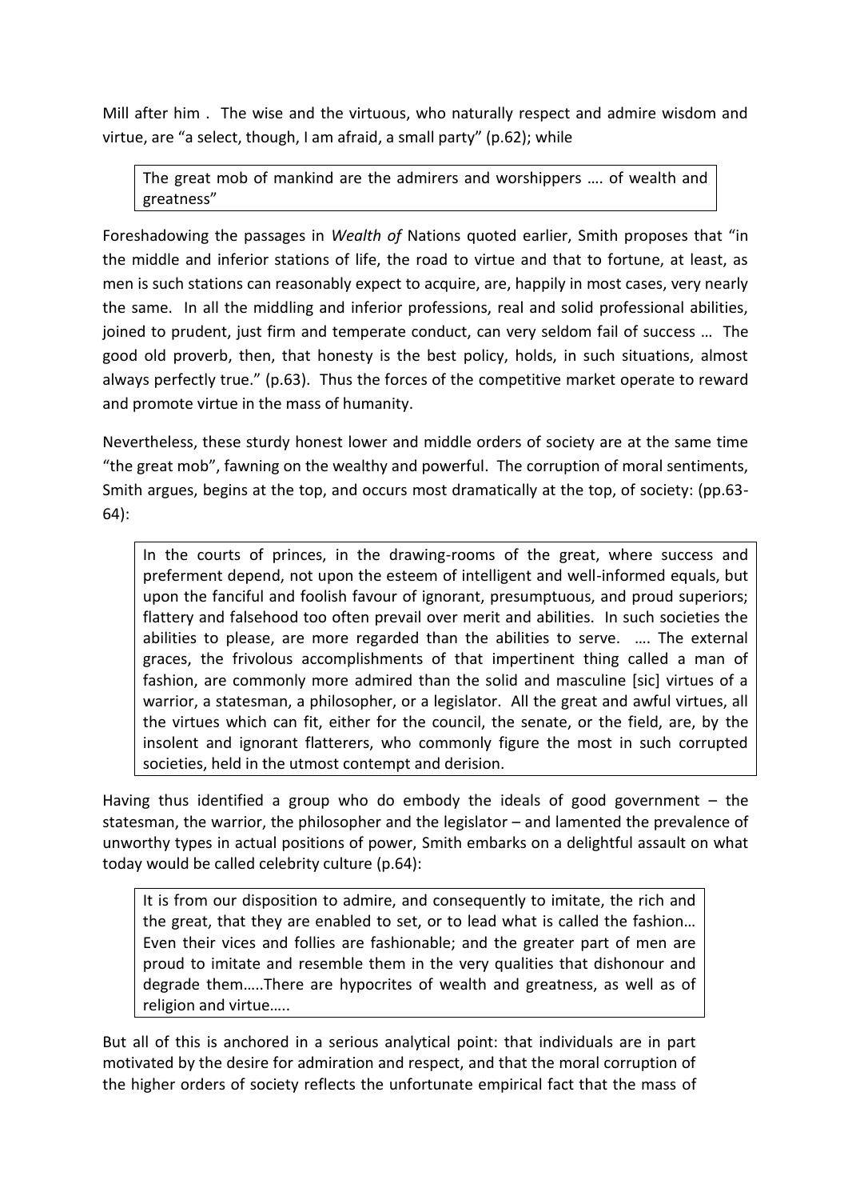Mill after him . The wise and the virtuous, who naturally respect and admire wisdom and virtue, are "a select, though, I am afraid, a small party" (p.62); while

> The great mob of mankind are the admirers and worshippers …. of wealth and greatness"

Foreshadowing the passages in *Wealth of* Nations quoted earlier, Smith proposes that "in the middle and inferior stations of life, the road to virtue and that to fortune, at least, as men is such stations can reasonably expect to acquire, are, happily in most cases, very nearly the same. In all the middling and inferior professions, real and solid professional abilities, joined to prudent, just firm and temperate conduct, can very seldom fail of success … The good old proverb, then, that honesty is the best policy, holds, in such situations, almost always perfectly true." (p.63). Thus the forces of the competitive market operate to reward and promote virtue in the mass of humanity.

Nevertheless, these sturdy honest lower and middle orders of society are at the same time "the great mob", fawning on the wealthy and powerful. The corruption of moral sentiments, Smith argues, begins at the top, and occurs most dramatically at the top, of society: (pp.63-64):

> In the courts of princes, in the drawing-rooms of the great, where success and preferment depend, not upon the esteem of intelligent and well-informed equals, but upon the fanciful and foolish favour of ignorant, presumptuous, and proud superiors; flattery and falsehood too often prevail over merit and abilities. In such societies the abilities to please, are more regarded than the abilities to serve. …. The external graces, the frivolous accomplishments of that impertinent thing called a man of fashion, are commonly more admired than the solid and masculine [sic] virtues of a warrior, a statesman, a philosopher, or a legislator. All the great and awful virtues, all the virtues which can fit, either for the council, the senate, or the field, are, by the insolent and ignorant flatterers, who commonly figure the most in such corrupted societies, held in the utmost contempt and derision.

Having thus identified a group who do embody the ideals of good government – the statesman, the warrior, the philosopher and the legislator – and lamented the prevalence of unworthy types in actual positions of power, Smith embarks on a delightful assault on what today would be called celebrity culture (p.64):

> It is from our disposition to admire, and consequently to imitate, the rich and the great, that they are enabled to set, or to lead what is called the fashion… Even their vices and follies are fashionable; and the greater part of men are proud to imitate and resemble them in the very qualities that dishonour and degrade them…..There are hypocrites of wealth and greatness, as well as of religion and virtue…..

But all of this is anchored in a serious analytical point: that individuals are in part motivated by the desire for admiration and respect, and that the moral corruption of the higher orders of society reflects the unfortunate empirical fact that the mass of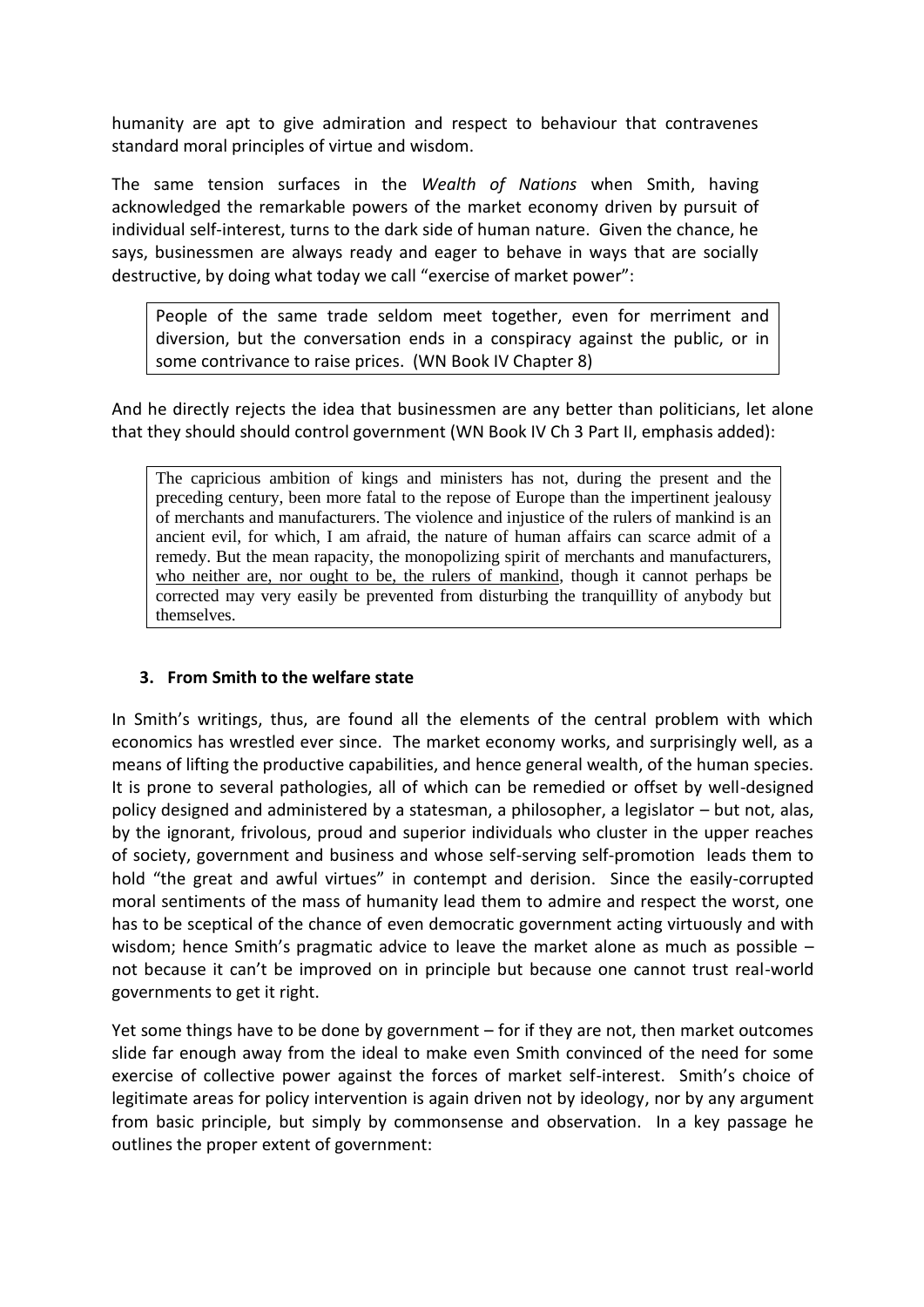humanity are apt to give admiration and respect to behaviour that contravenes standard moral principles of virtue and wisdom.

The same tension surfaces in the *Wealth of Nations* when Smith, having acknowledged the remarkable powers of the market economy driven by pursuit of individual self-interest, turns to the dark side of human nature. Given the chance, he says, businessmen are always ready and eager to behave in ways that are socially destructive, by doing what today we call "exercise of market power":

> People of the same trade seldom meet together, even for merriment and diversion, but the conversation ends in a conspiracy against the public, or in some contrivance to raise prices. (WN Book IV Chapter 8)

And he directly rejects the idea that businessmen are any better than politicians, let alone that they should should control government (WN Book IV Ch 3 Part II, emphasis added):

> The capricious ambition of kings and ministers has not, during the present and the preceding century, been more fatal to the repose of Europe than the impertinent jealousy of merchants and manufacturers. The violence and injustice of the rulers of mankind is an ancient evil, for which, I am afraid, the nature of human affairs can scarce admit of a remedy. But the mean rapacity, the monopolizing spirit of merchants and manufacturers, <u>who neither are, nor ought to be, the rulers of mankind</u>, though it cannot perhaps be corrected may very easily be prevented from disturbing the tranquillity of anybody but themselves.

### 3. From Smith to the welfare state

In Smith's writings, thus, are found all the elements of the central problem with which economics has wrestled ever since. The market economy works, and surprisingly well, as a means of lifting the productive capabilities, and hence general wealth, of the human species. It is prone to several pathologies, all of which can be remedied or offset by well-designed policy designed and administered by a statesman, a philosopher, a legislator – but not, alas, by the ignorant, frivolous, proud and superior individuals who cluster in the upper reaches of society, government and business and whose self-serving self-promotion leads them to hold "the great and awful virtues" in contempt and derision. Since the easily-corrupted moral sentiments of the mass of humanity lead them to admire and respect the worst, one has to be sceptical of the chance of even democratic government acting virtuously and with wisdom; hence Smith's pragmatic advice to leave the market alone as much as possible – not because it can't be improved on in principle but because one cannot trust real-world governments to get it right.

Yet some things have to be done by government – for if they are not, then market outcomes slide far enough away from the ideal to make even Smith convinced of the need for some exercise of collective power against the forces of market self-interest. Smith's choice of legitimate areas for policy intervention is again driven not by ideology, nor by any argument from basic principle, but simply by commonsense and observation. In a key passage he outlines the proper extent of government: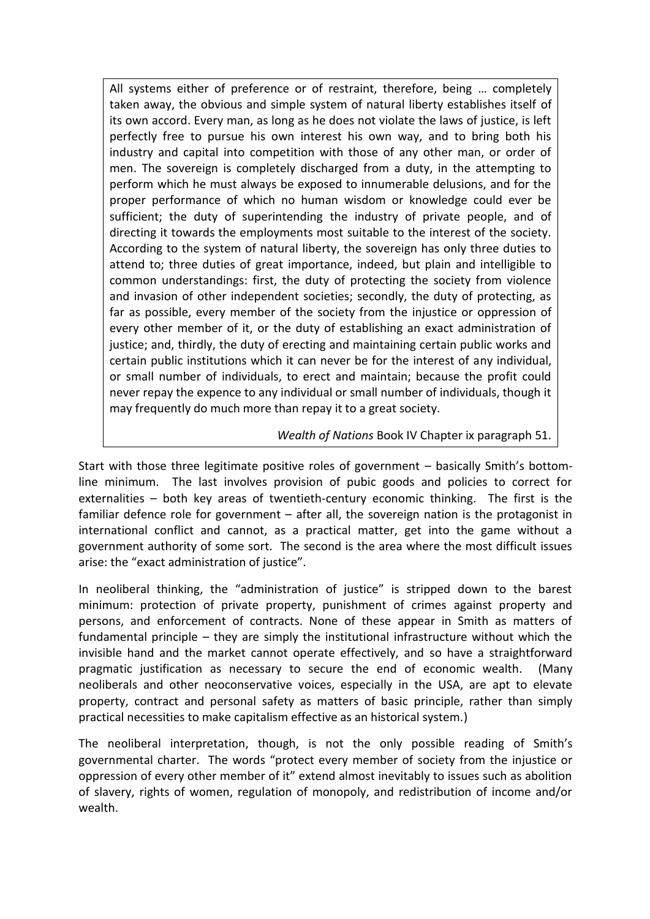> All systems either of preference or of restraint, therefore, being … completely taken away, the obvious and simple system of natural liberty establishes itself of its own accord. Every man, as long as he does not violate the laws of justice, is left perfectly free to pursue his own interest his own way, and to bring both his industry and capital into competition with those of any other man, or order of men. The sovereign is completely discharged from a duty, in the attempting to perform which he must always be exposed to innumerable delusions, and for the proper performance of which no human wisdom or knowledge could ever be sufficient; the duty of superintending the industry of private people, and of directing it towards the employments most suitable to the interest of the society. According to the system of natural liberty, the sovereign has only three duties to attend to; three duties of great importance, indeed, but plain and intelligible to common understandings: first, the duty of protecting the society from violence and invasion of other independent societies; secondly, the duty of protecting, as far as possible, every member of the society from the injustice or oppression of every other member of it, or the duty of establishing an exact administration of justice; and, thirdly, the duty of erecting and maintaining certain public works and certain public institutions which it can never be for the interest of any individual, or small number of individuals, to erect and maintain; because the profit could never repay the expence to any individual or small number of individuals, though it may frequently do much more than repay it to a great society.
>
> *Wealth of Nations* Book IV Chapter ix paragraph 51.

Start with those three legitimate positive roles of government – basically Smith's bottom-line minimum. The last involves provision of pubic goods and policies to correct for externalities – both key areas of twentieth-century economic thinking. The first is the familiar defence role for government – after all, the sovereign nation is the protagonist in international conflict and cannot, as a practical matter, get into the game without a government authority of some sort. The second is the area where the most difficult issues arise: the "exact administration of justice".

In neoliberal thinking, the "administration of justice" is stripped down to the barest minimum: protection of private property, punishment of crimes against property and persons, and enforcement of contracts. None of these appear in Smith as matters of fundamental principle – they are simply the institutional infrastructure without which the invisible hand and the market cannot operate effectively, and so have a straightforward pragmatic justification as necessary to secure the end of economic wealth. (Many neoliberals and other neoconservative voices, especially in the USA, are apt to elevate property, contract and personal safety as matters of basic principle, rather than simply practical necessities to make capitalism effective as an historical system.)

The neoliberal interpretation, though, is not the only possible reading of Smith's governmental charter. The words "protect every member of society from the injustice or oppression of every other member of it" extend almost inevitably to issues such as abolition of slavery, rights of women, regulation of monopoly, and redistribution of income and/or wealth.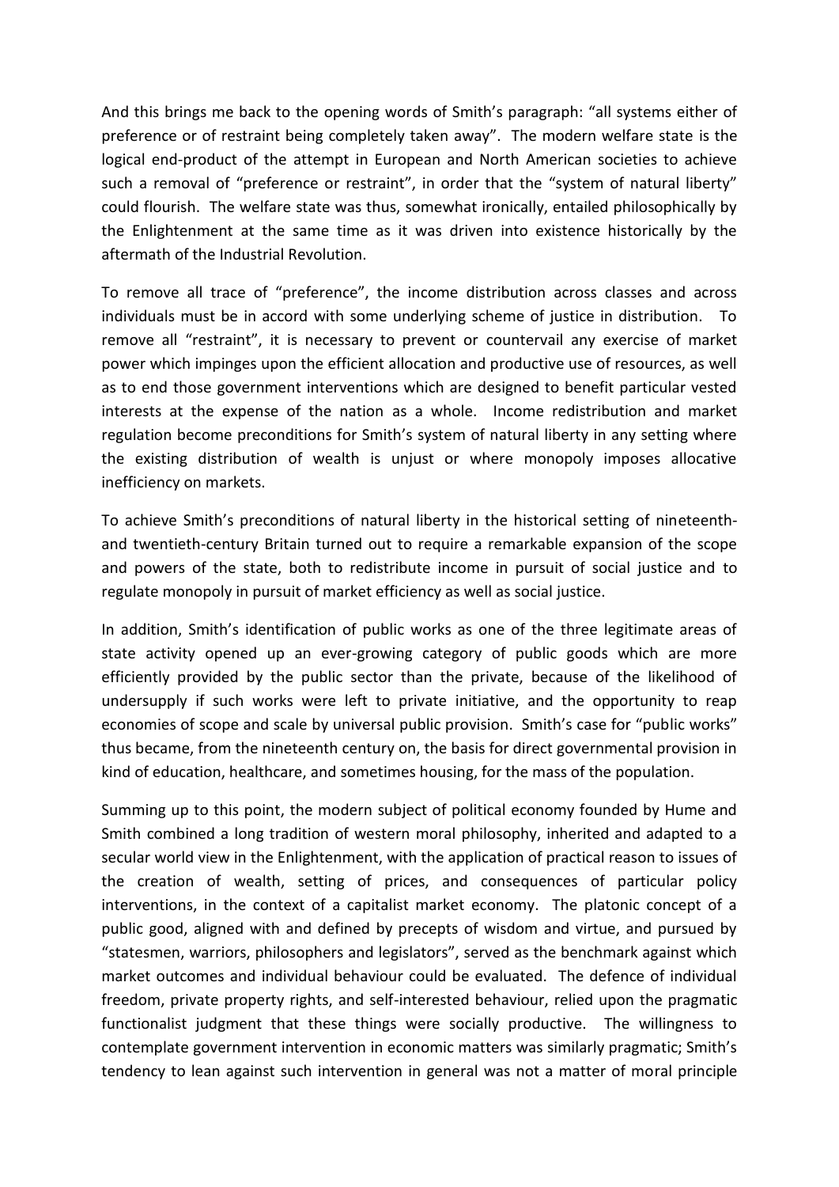And this brings me back to the opening words of Smith's paragraph: "all systems either of preference or of restraint being completely taken away". The modern welfare state is the logical end-product of the attempt in European and North American societies to achieve such a removal of "preference or restraint", in order that the "system of natural liberty" could flourish. The welfare state was thus, somewhat ironically, entailed philosophically by the Enlightenment at the same time as it was driven into existence historically by the aftermath of the Industrial Revolution.

To remove all trace of "preference", the income distribution across classes and across individuals must be in accord with some underlying scheme of justice in distribution. To remove all "restraint", it is necessary to prevent or countervail any exercise of market power which impinges upon the efficient allocation and productive use of resources, as well as to end those government interventions which are designed to benefit particular vested interests at the expense of the nation as a whole. Income redistribution and market regulation become preconditions for Smith's system of natural liberty in any setting where the existing distribution of wealth is unjust or where monopoly imposes allocative inefficiency on markets.

To achieve Smith's preconditions of natural liberty in the historical setting of nineteenth- and twentieth-century Britain turned out to require a remarkable expansion of the scope and powers of the state, both to redistribute income in pursuit of social justice and to regulate monopoly in pursuit of market efficiency as well as social justice.

In addition, Smith's identification of public works as one of the three legitimate areas of state activity opened up an ever-growing category of public goods which are more efficiently provided by the public sector than the private, because of the likelihood of undersupply if such works were left to private initiative, and the opportunity to reap economies of scope and scale by universal public provision. Smith's case for "public works" thus became, from the nineteenth century on, the basis for direct governmental provision in kind of education, healthcare, and sometimes housing, for the mass of the population.

Summing up to this point, the modern subject of political economy founded by Hume and Smith combined a long tradition of western moral philosophy, inherited and adapted to a secular world view in the Enlightenment, with the application of practical reason to issues of the creation of wealth, setting of prices, and consequences of particular policy interventions, in the context of a capitalist market economy. The platonic concept of a public good, aligned with and defined by precepts of wisdom and virtue, and pursued by "statesmen, warriors, philosophers and legislators", served as the benchmark against which market outcomes and individual behaviour could be evaluated. The defence of individual freedom, private property rights, and self-interested behaviour, relied upon the pragmatic functionalist judgment that these things were socially productive. The willingness to contemplate government intervention in economic matters was similarly pragmatic; Smith's tendency to lean against such intervention in general was not a matter of moral principle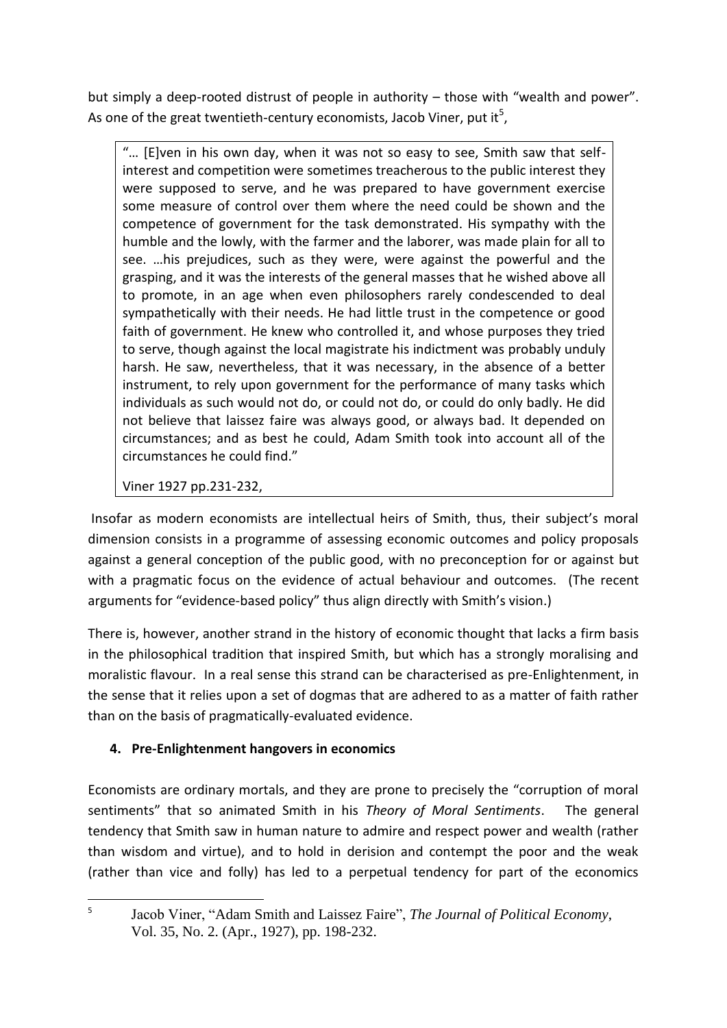but simply a deep-rooted distrust of people in authority – those with "wealth and power". As one of the great twentieth-century economists, Jacob Viner, put it[5],

> "… [E]ven in his own day, when it was not so easy to see, Smith saw that self-interest and competition were sometimes treacherous to the public interest they were supposed to serve, and he was prepared to have government exercise some measure of control over them where the need could be shown and the competence of government for the task demonstrated. His sympathy with the humble and the lowly, with the farmer and the laborer, was made plain for all to see. …his prejudices, such as they were, were against the powerful and the grasping, and it was the interests of the general masses that he wished above all to promote, in an age when even philosophers rarely condescended to deal sympathetically with their needs. He had little trust in the competence or good faith of government. He knew who controlled it, and whose purposes they tried to serve, though against the local magistrate his indictment was probably unduly harsh. He saw, nevertheless, that it was necessary, in the absence of a better instrument, to rely upon government for the performance of many tasks which individuals as such would not do, or could not do, or could do only badly. He did not believe that laissez faire was always good, or always bad. It depended on circumstances; and as best he could, Adam Smith took into account all of the circumstances he could find."
>
> Viner 1927 pp.231-232,

Insofar as modern economists are intellectual heirs of Smith, thus, their subject's moral dimension consists in a programme of assessing economic outcomes and policy proposals against a general conception of the public good, with no preconception for or against but with a pragmatic focus on the evidence of actual behaviour and outcomes. (The recent arguments for "evidence-based policy" thus align directly with Smith's vision.)

There is, however, another strand in the history of economic thought that lacks a firm basis in the philosophical tradition that inspired Smith, but which has a strongly moralising and moralistic flavour. In a real sense this strand can be characterised as pre-Enlightenment, in the sense that it relies upon a set of dogmas that are adhered to as a matter of faith rather than on the basis of pragmatically-evaluated evidence.

## 4. Pre-Enlightenment hangovers in economics

Economists are ordinary mortals, and they are prone to precisely the "corruption of moral sentiments" that so animated Smith in his *Theory of Moral Sentiments*. The general tendency that Smith saw in human nature to admire and respect power and wealth (rather than wisdom and virtue), and to hold in derision and contempt the poor and the weak (rather than vice and folly) has led to a perpetual tendency for part of the economics

---

[5] Jacob Viner, "Adam Smith and Laissez Faire", *The Journal of Political Economy*, Vol. 35, No. 2. (Apr., 1927), pp. 198-232.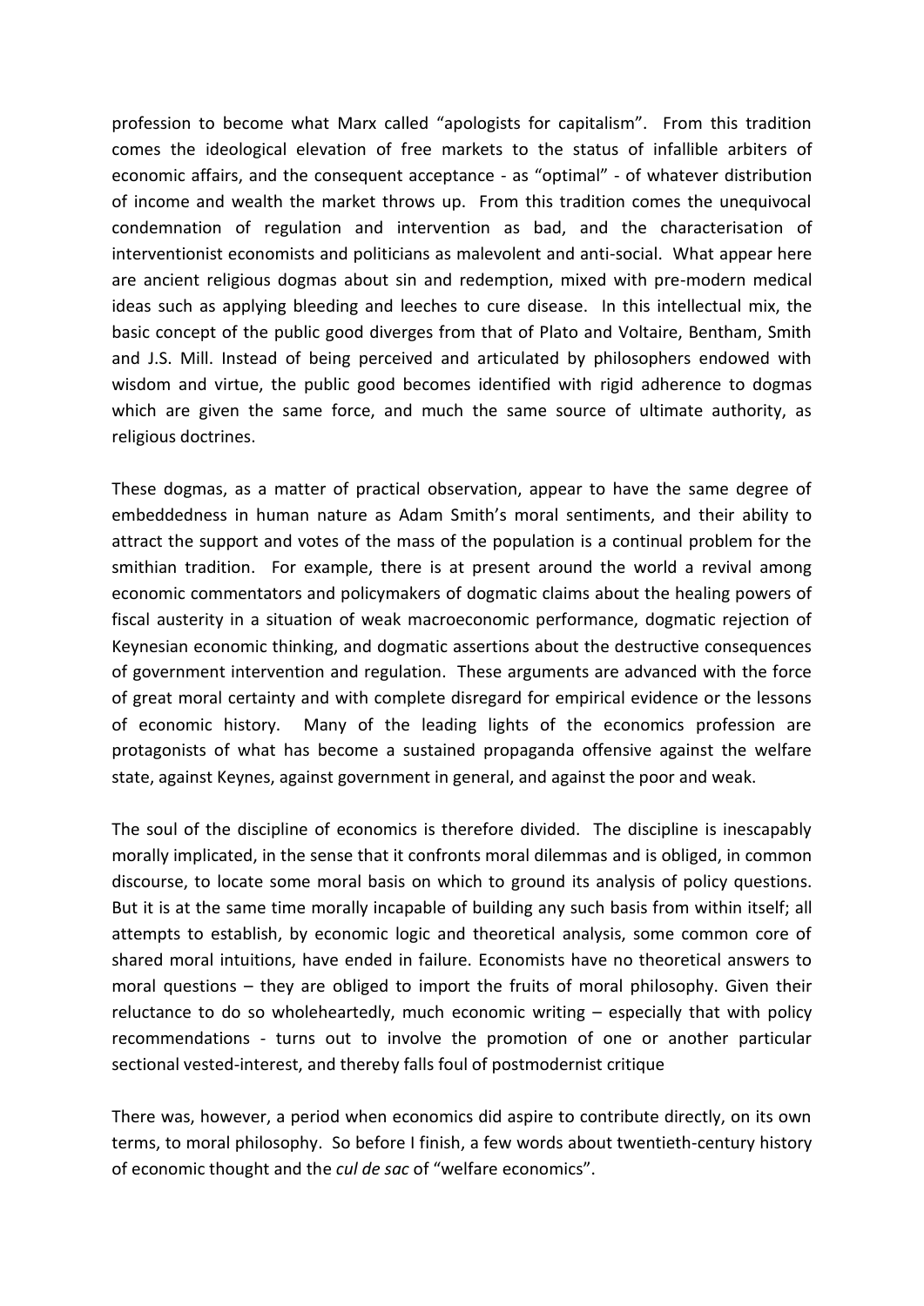profession to become what Marx called "apologists for capitalism". From this tradition comes the ideological elevation of free markets to the status of infallible arbiters of economic affairs, and the consequent acceptance - as "optimal" - of whatever distribution of income and wealth the market throws up. From this tradition comes the unequivocal condemnation of regulation and intervention as bad, and the characterisation of interventionist economists and politicians as malevolent and anti-social. What appear here are ancient religious dogmas about sin and redemption, mixed with pre-modern medical ideas such as applying bleeding and leeches to cure disease. In this intellectual mix, the basic concept of the public good diverges from that of Plato and Voltaire, Bentham, Smith and J.S. Mill. Instead of being perceived and articulated by philosophers endowed with wisdom and virtue, the public good becomes identified with rigid adherence to dogmas which are given the same force, and much the same source of ultimate authority, as religious doctrines.

These dogmas, as a matter of practical observation, appear to have the same degree of embeddedness in human nature as Adam Smith's moral sentiments, and their ability to attract the support and votes of the mass of the population is a continual problem for the smithian tradition. For example, there is at present around the world a revival among economic commentators and policymakers of dogmatic claims about the healing powers of fiscal austerity in a situation of weak macroeconomic performance, dogmatic rejection of Keynesian economic thinking, and dogmatic assertions about the destructive consequences of government intervention and regulation. These arguments are advanced with the force of great moral certainty and with complete disregard for empirical evidence or the lessons of economic history. Many of the leading lights of the economics profession are protagonists of what has become a sustained propaganda offensive against the welfare state, against Keynes, against government in general, and against the poor and weak.

The soul of the discipline of economics is therefore divided. The discipline is inescapably morally implicated, in the sense that it confronts moral dilemmas and is obliged, in common discourse, to locate some moral basis on which to ground its analysis of policy questions. But it is at the same time morally incapable of building any such basis from within itself; all attempts to establish, by economic logic and theoretical analysis, some common core of shared moral intuitions, have ended in failure. Economists have no theoretical answers to moral questions – they are obliged to import the fruits of moral philosophy. Given their reluctance to do so wholeheartedly, much economic writing – especially that with policy recommendations - turns out to involve the promotion of one or another particular sectional vested-interest, and thereby falls foul of postmodernist critique

There was, however, a period when economics did aspire to contribute directly, on its own terms, to moral philosophy. So before I finish, a few words about twentieth-century history of economic thought and the *cul de sac* of "welfare economics".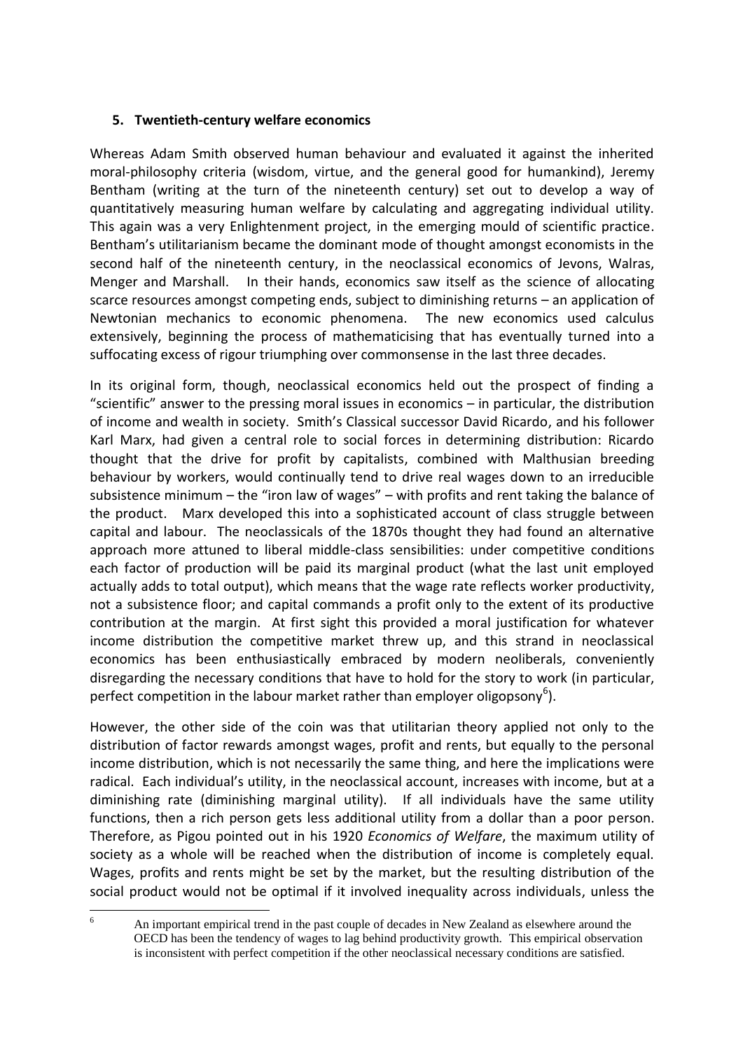## 5. Twentieth-century welfare economics

Whereas Adam Smith observed human behaviour and evaluated it against the inherited moral-philosophy criteria (wisdom, virtue, and the general good for humankind), Jeremy Bentham (writing at the turn of the nineteenth century) set out to develop a way of quantitatively measuring human welfare by calculating and aggregating individual utility. This again was a very Enlightenment project, in the emerging mould of scientific practice. Bentham's utilitarianism became the dominant mode of thought amongst economists in the second half of the nineteenth century, in the neoclassical economics of Jevons, Walras, Menger and Marshall. In their hands, economics saw itself as the science of allocating scarce resources amongst competing ends, subject to diminishing returns – an application of Newtonian mechanics to economic phenomena. The new economics used calculus extensively, beginning the process of mathematicising that has eventually turned into a suffocating excess of rigour triumphing over commonsense in the last three decades.

In its original form, though, neoclassical economics held out the prospect of finding a "scientific" answer to the pressing moral issues in economics – in particular, the distribution of income and wealth in society. Smith's Classical successor David Ricardo, and his follower Karl Marx, had given a central role to social forces in determining distribution: Ricardo thought that the drive for profit by capitalists, combined with Malthusian breeding behaviour by workers, would continually tend to drive real wages down to an irreducible subsistence minimum – the "iron law of wages" – with profits and rent taking the balance of the product. Marx developed this into a sophisticated account of class struggle between capital and labour. The neoclassicals of the 1870s thought they had found an alternative approach more attuned to liberal middle-class sensibilities: under competitive conditions each factor of production will be paid its marginal product (what the last unit employed actually adds to total output), which means that the wage rate reflects worker productivity, not a subsistence floor; and capital commands a profit only to the extent of its productive contribution at the margin. At first sight this provided a moral justification for whatever income distribution the competitive market threw up, and this strand in neoclassical economics has been enthusiastically embraced by modern neoliberals, conveniently disregarding the necessary conditions that have to hold for the story to work (in particular, perfect competition in the labour market rather than employer oligopsony[6]).

However, the other side of the coin was that utilitarian theory applied not only to the distribution of factor rewards amongst wages, profit and rents, but equally to the personal income distribution, which is not necessarily the same thing, and here the implications were radical. Each individual's utility, in the neoclassical account, increases with income, but at a diminishing rate (diminishing marginal utility). If all individuals have the same utility functions, then a rich person gets less additional utility from a dollar than a poor person. Therefore, as Pigou pointed out in his 1920 *Economics of Welfare*, the maximum utility of society as a whole will be reached when the distribution of income is completely equal. Wages, profits and rents might be set by the market, but the resulting distribution of the social product would not be optimal if it involved inequality across individuals, unless the

[6] An important empirical trend in the past couple of decades in New Zealand as elsewhere around the OECD has been the tendency of wages to lag behind productivity growth. This empirical observation is inconsistent with perfect competition if the other neoclassical necessary conditions are satisfied.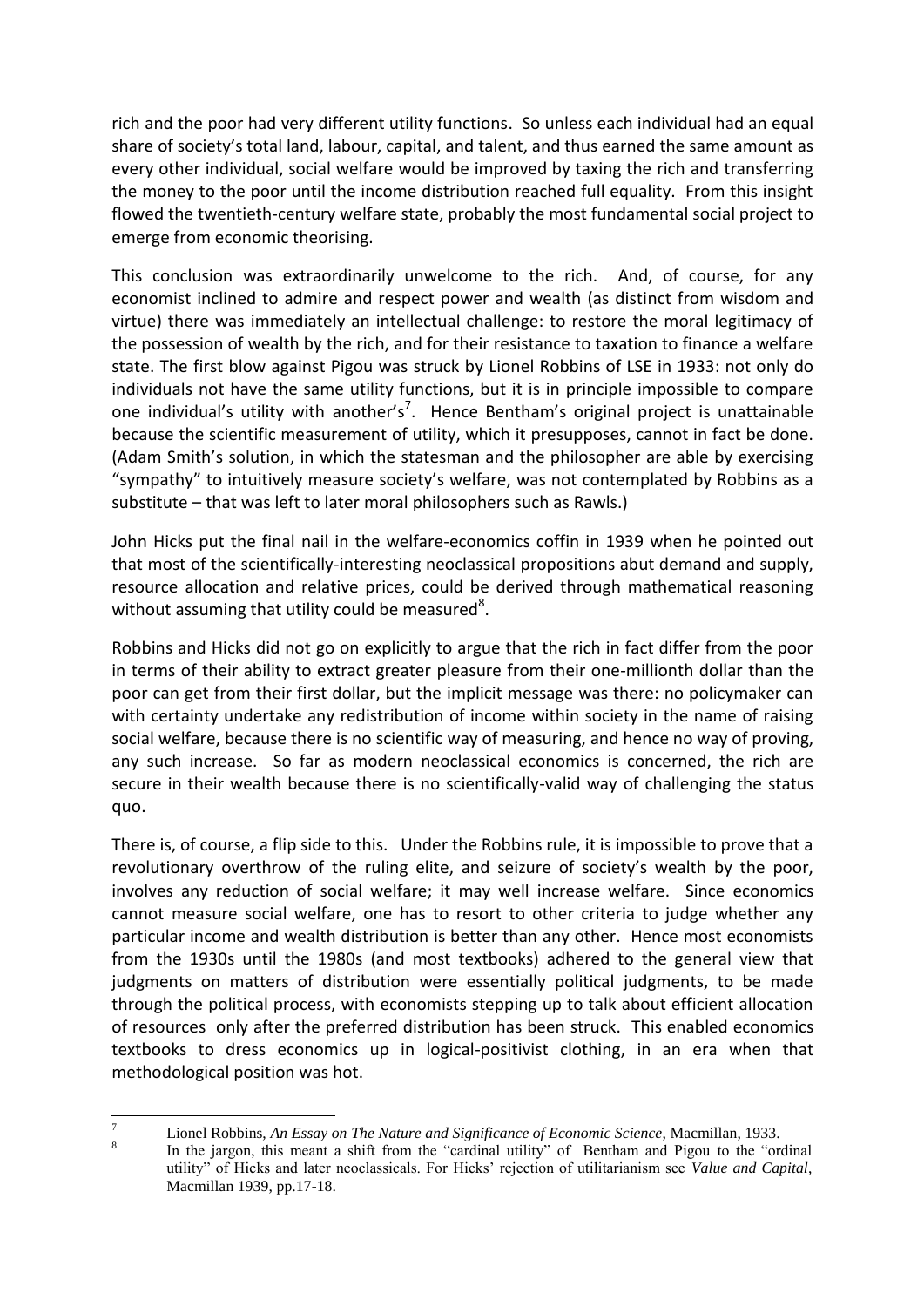rich and the poor had very different utility functions. So unless each individual had an equal share of society's total land, labour, capital, and talent, and thus earned the same amount as every other individual, social welfare would be improved by taxing the rich and transferring the money to the poor until the income distribution reached full equality. From this insight flowed the twentieth-century welfare state, probably the most fundamental social project to emerge from economic theorising.

This conclusion was extraordinarily unwelcome to the rich. And, of course, for any economist inclined to admire and respect power and wealth (as distinct from wisdom and virtue) there was immediately an intellectual challenge: to restore the moral legitimacy of the possession of wealth by the rich, and for their resistance to taxation to finance a welfare state. The first blow against Pigou was struck by Lionel Robbins of LSE in 1933: not only do individuals not have the same utility functions, but it is in principle impossible to compare one individual's utility with another's[7]. Hence Bentham's original project is unattainable because the scientific measurement of utility, which it presupposes, cannot in fact be done. (Adam Smith's solution, in which the statesman and the philosopher are able by exercising "sympathy" to intuitively measure society's welfare, was not contemplated by Robbins as a substitute – that was left to later moral philosophers such as Rawls.)

John Hicks put the final nail in the welfare-economics coffin in 1939 when he pointed out that most of the scientifically-interesting neoclassical propositions abut demand and supply, resource allocation and relative prices, could be derived through mathematical reasoning without assuming that utility could be measured[8].

Robbins and Hicks did not go on explicitly to argue that the rich in fact differ from the poor in terms of their ability to extract greater pleasure from their one-millionth dollar than the poor can get from their first dollar, but the implicit message was there: no policymaker can with certainty undertake any redistribution of income within society in the name of raising social welfare, because there is no scientific way of measuring, and hence no way of proving, any such increase. So far as modern neoclassical economics is concerned, the rich are secure in their wealth because there is no scientifically-valid way of challenging the status quo.

There is, of course, a flip side to this. Under the Robbins rule, it is impossible to prove that a revolutionary overthrow of the ruling elite, and seizure of society's wealth by the poor, involves any reduction of social welfare; it may well increase welfare. Since economics cannot measure social welfare, one has to resort to other criteria to judge whether any particular income and wealth distribution is better than any other. Hence most economists from the 1930s until the 1980s (and most textbooks) adhered to the general view that judgments on matters of distribution were essentially political judgments, to be made through the political process, with economists stepping up to talk about efficient allocation of resources only after the preferred distribution has been struck. This enabled economics textbooks to dress economics up in logical-positivist clothing, in an era when that methodological position was hot.

---

[7] Lionel Robbins, *An Essay on The Nature and Significance of Economic Science*, Macmillan, 1933.

[8] In the jargon, this meant a shift from the "cardinal utility" of Bentham and Pigou to the "ordinal utility" of Hicks and later neoclassicals. For Hicks' rejection of utilitarianism see *Value and Capital*, Macmillan 1939, pp.17-18.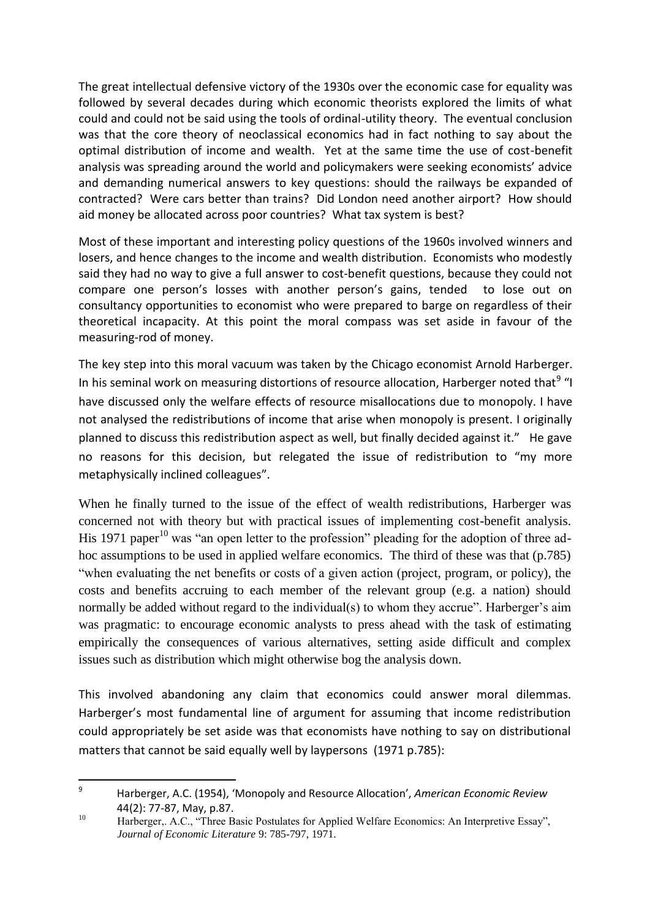The great intellectual defensive victory of the 1930s over the economic case for equality was followed by several decades during which economic theorists explored the limits of what could and could not be said using the tools of ordinal-utility theory. The eventual conclusion was that the core theory of neoclassical economics had in fact nothing to say about the optimal distribution of income and wealth. Yet at the same time the use of cost-benefit analysis was spreading around the world and policymakers were seeking economists' advice and demanding numerical answers to key questions: should the railways be expanded of contracted? Were cars better than trains? Did London need another airport? How should aid money be allocated across poor countries? What tax system is best?

Most of these important and interesting policy questions of the 1960s involved winners and losers, and hence changes to the income and wealth distribution. Economists who modestly said they had no way to give a full answer to cost-benefit questions, because they could not compare one person's losses with another person's gains, tended to lose out on consultancy opportunities to economist who were prepared to barge on regardless of their theoretical incapacity. At this point the moral compass was set aside in favour of the measuring-rod of money.

The key step into this moral vacuum was taken by the Chicago economist Arnold Harberger. In his seminal work on measuring distortions of resource allocation, Harberger noted that[9] "I have discussed only the welfare effects of resource misallocations due to monopoly. I have not analysed the redistributions of income that arise when monopoly is present. I originally planned to discuss this redistribution aspect as well, but finally decided against it." He gave no reasons for this decision, but relegated the issue of redistribution to "my more metaphysically inclined colleagues".

When he finally turned to the issue of the effect of wealth redistributions, Harberger was concerned not with theory but with practical issues of implementing cost-benefit analysis. His 1971 paper[10] was "an open letter to the profession" pleading for the adoption of three ad-hoc assumptions to be used in applied welfare economics. The third of these was that (p.785) "when evaluating the net benefits or costs of a given action (project, program, or policy), the costs and benefits accruing to each member of the relevant group (e.g. a nation) should normally be added without regard to the individual(s) to whom they accrue". Harberger's aim was pragmatic: to encourage economic analysts to press ahead with the task of estimating empirically the consequences of various alternatives, setting aside difficult and complex issues such as distribution which might otherwise bog the analysis down.

This involved abandoning any claim that economics could answer moral dilemmas. Harberger's most fundamental line of argument for assuming that income redistribution could appropriately be set aside was that economists have nothing to say on distributional matters that cannot be said equally well by laypersons (1971 p.785):

---

[9] Harberger, A.C. (1954), 'Monopoly and Resource Allocation', *American Economic Review* 44(2): 77-87, May, p.87.

[10] Harberger,. A.C., "Three Basic Postulates for Applied Welfare Economics: An Interpretive Essay", *Journal of Economic Literature* 9: 785-797, 1971.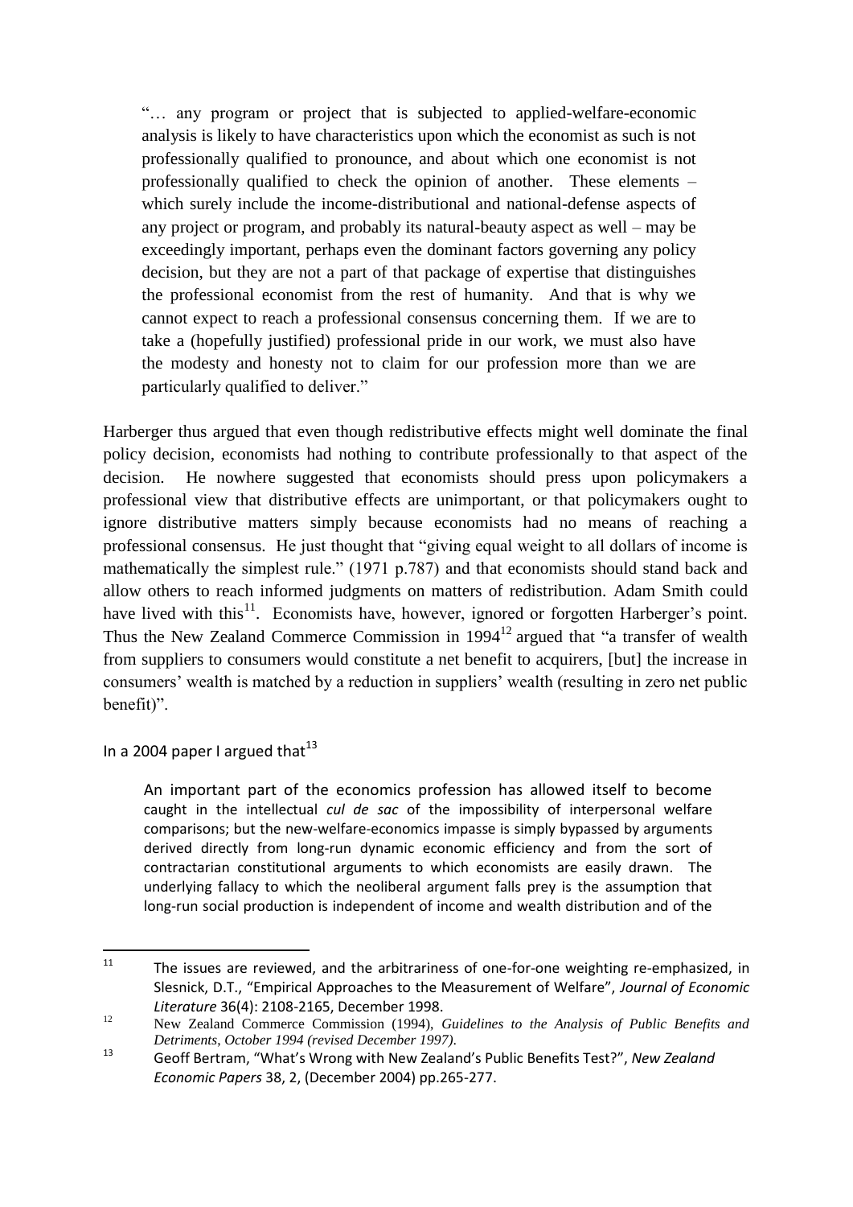> "… any program or project that is subjected to applied-welfare-economic analysis is likely to have characteristics upon which the economist as such is not professionally qualified to pronounce, and about which one economist is not professionally qualified to check the opinion of another. These elements – which surely include the income-distributional and national-defense aspects of any project or program, and probably its natural-beauty aspect as well – may be exceedingly important, perhaps even the dominant factors governing any policy decision, but they are not a part of that package of expertise that distinguishes the professional economist from the rest of humanity. And that is why we cannot expect to reach a professional consensus concerning them. If we are to take a (hopefully justified) professional pride in our work, we must also have the modesty and honesty not to claim for our profession more than we are particularly qualified to deliver."

Harberger thus argued that even though redistributive effects might well dominate the final policy decision, economists had nothing to contribute professionally to that aspect of the decision. He nowhere suggested that economists should press upon policymakers a professional view that distributive effects are unimportant, or that policymakers ought to ignore distributive matters simply because economists had no means of reaching a professional consensus. He just thought that "giving equal weight to all dollars of income is mathematically the simplest rule." (1971 p.787) and that economists should stand back and allow others to reach informed judgments on matters of redistribution. Adam Smith could have lived with this[11]. Economists have, however, ignored or forgotten Harberger's point. Thus the New Zealand Commerce Commission in 1994[12] argued that "a transfer of wealth from suppliers to consumers would constitute a net benefit to acquirers, [but] the increase in consumers' wealth is matched by a reduction in suppliers' wealth (resulting in zero net public benefit)".

In a 2004 paper I argued that[13]

> An important part of the economics profession has allowed itself to become caught in the intellectual *cul de sac* of the impossibility of interpersonal welfare comparisons; but the new-welfare-economics impasse is simply bypassed by arguments derived directly from long-run dynamic economic efficiency and from the sort of contractarian constitutional arguments to which economists are easily drawn. The underlying fallacy to which the neoliberal argument falls prey is the assumption that long-run social production is independent of income and wealth distribution and of the

---

[11] The issues are reviewed, and the arbitrariness of one-for-one weighting re-emphasized, in Slesnick, D.T., "Empirical Approaches to the Measurement of Welfare", *Journal of Economic Literature* 36(4): 2108-2165, December 1998.

[12] New Zealand Commerce Commission (1994), *Guidelines to the Analysis of Public Benefits and Detriments, October 1994 (revised December 1997).*

[13] Geoff Bertram, "What's Wrong with New Zealand's Public Benefits Test?", *New Zealand Economic Papers* 38, 2, (December 2004) pp.265-277.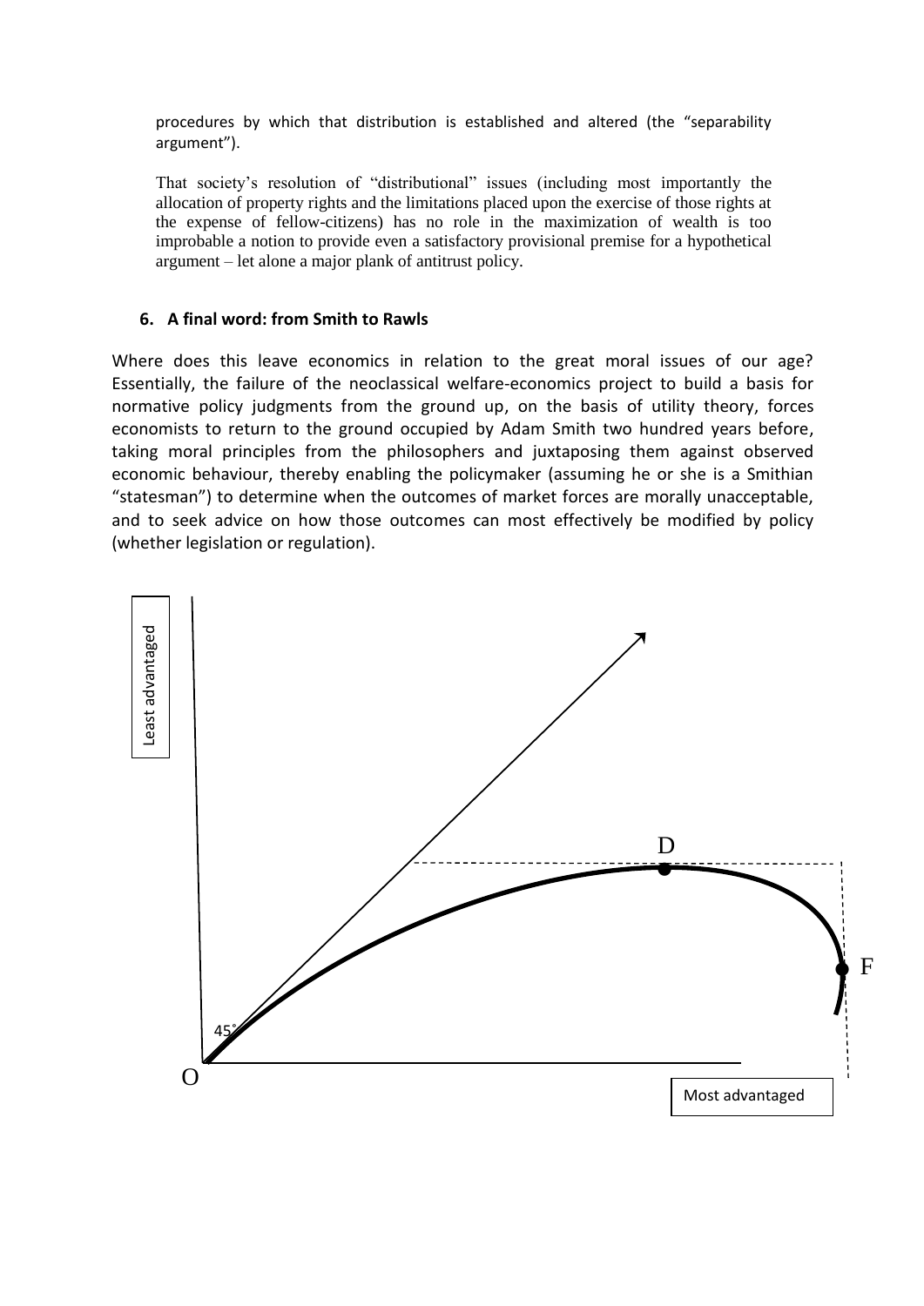procedures by which that distribution is established and altered (the "separability argument").

> That society's resolution of "distributional" issues (including most importantly the allocation of property rights and the limitations placed upon the exercise of those rights at the expense of fellow-citizens) has no role in the maximization of wealth is too improbable a notion to provide even a satisfactory provisional premise for a hypothetical argument – let alone a major plank of antitrust policy.

### 6. A final word: from Smith to Rawls

Where does this leave economics in relation to the great moral issues of our age? Essentially, the failure of the neoclassical welfare-economics project to build a basis for normative policy judgments from the ground up, on the basis of utility theory, forces economists to return to the ground occupied by Adam Smith two hundred years before, taking moral principles from the philosophers and juxtaposing them against observed economic behaviour, thereby enabling the policymaker (assuming he or she is a Smithian "statesman") to determine when the outcomes of market forces are morally unacceptable, and to seek advice on how those outcomes can most effectively be modified by policy (whether legislation or regulation).

Least advantaged

D

F

45°

O

Most advantaged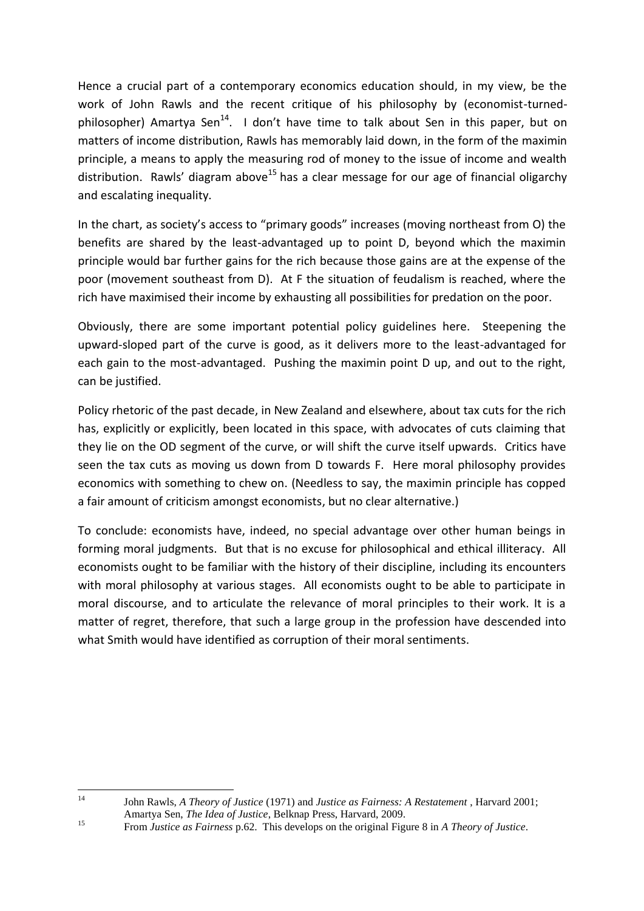Hence a crucial part of a contemporary economics education should, in my view, be the work of John Rawls and the recent critique of his philosophy by (economist-turned-philosopher) Amartya Sen[14]. I don't have time to talk about Sen in this paper, but on matters of income distribution, Rawls has memorably laid down, in the form of the maximin principle, a means to apply the measuring rod of money to the issue of income and wealth distribution. Rawls' diagram above[15] has a clear message for our age of financial oligarchy and escalating inequality.

In the chart, as society's access to "primary goods" increases (moving northeast from O) the benefits are shared by the least-advantaged up to point D, beyond which the maximin principle would bar further gains for the rich because those gains are at the expense of the poor (movement southeast from D). At F the situation of feudalism is reached, where the rich have maximised their income by exhausting all possibilities for predation on the poor.

Obviously, there are some important potential policy guidelines here. Steepening the upward-sloped part of the curve is good, as it delivers more to the least-advantaged for each gain to the most-advantaged. Pushing the maximin point D up, and out to the right, can be justified.

Policy rhetoric of the past decade, in New Zealand and elsewhere, about tax cuts for the rich has, explicitly or explicitly, been located in this space, with advocates of cuts claiming that they lie on the OD segment of the curve, or will shift the curve itself upwards. Critics have seen the tax cuts as moving us down from D towards F. Here moral philosophy provides economics with something to chew on. (Needless to say, the maximin principle has copped a fair amount of criticism amongst economists, but no clear alternative.)

To conclude: economists have, indeed, no special advantage over other human beings in forming moral judgments. But that is no excuse for philosophical and ethical illiteracy. All economists ought to be familiar with the history of their discipline, including its encounters with moral philosophy at various stages. All economists ought to be able to participate in moral discourse, and to articulate the relevance of moral principles to their work. It is a matter of regret, therefore, that such a large group in the profession have descended into what Smith would have identified as corruption of their moral sentiments.

---

[14] John Rawls, *A Theory of Justice* (1971) and *Justice as Fairness: A Restatement* , Harvard 2001; Amartya Sen, *The Idea of Justice*, Belknap Press, Harvard, 2009.

[15] From *Justice as Fairness* p.62. This develops on the original Figure 8 in *A Theory of Justice*.